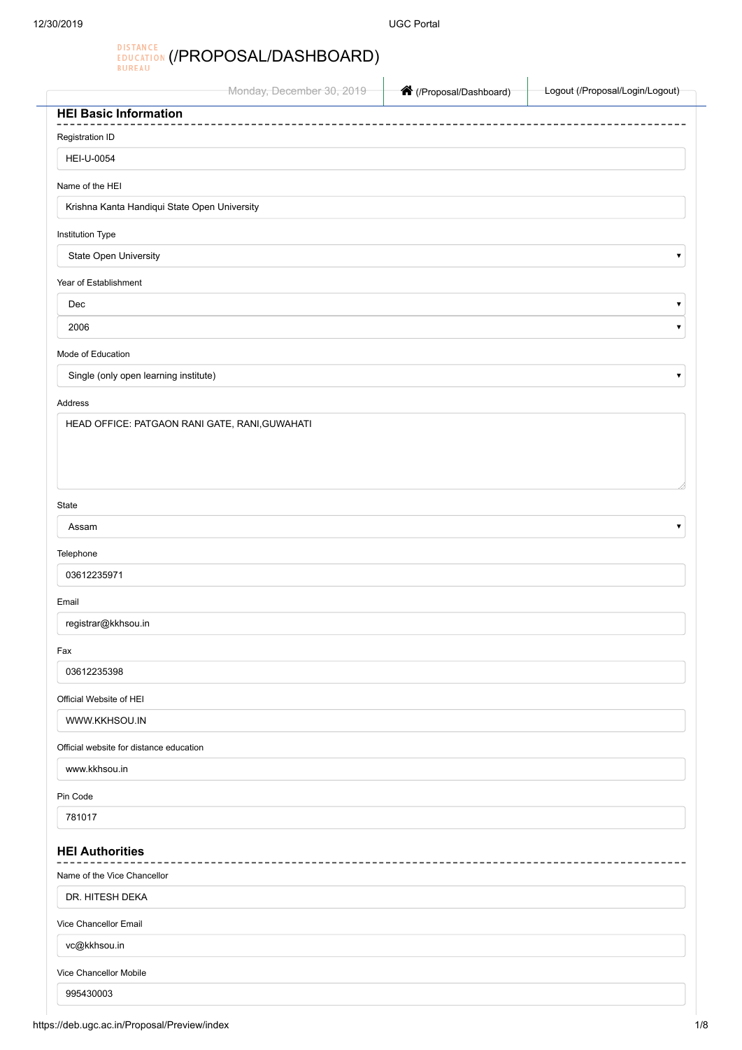DISTANCE EDUCATION BUREAU (/PROPOSAL/DASHBOARD)

Monday, December 30, 2019 | (/Proposal/Dashboard) | Logout (/Proposal/Login/Logout)

## HEI Basic Information

Registration ID

HEI-U-0054

Name of the HEI

Krishna Kanta Handiqui State Open University

Institution Type

State Open University

Year of Establishment

Dec

2006

Mode of Education

Single (only open learning institute)

Address

HEAD OFFICE: PATGAON RANI GATE, RANI,GUWAHATI

State

Assam

Telephone

03612235971

Email

registrar@kkhsou.in

Fax

03612235398

Official Website of HEI

WWW.KKHSOU.IN

Official website for distance education

www.kkhsou.in

Pin Code

781017

## HEI Authorities

Name of the Vice Chancellor

DR. HITESH DEKA

Vice Chancellor Email

vc@kkhsou.in

Vice Chancellor Mobile

995430003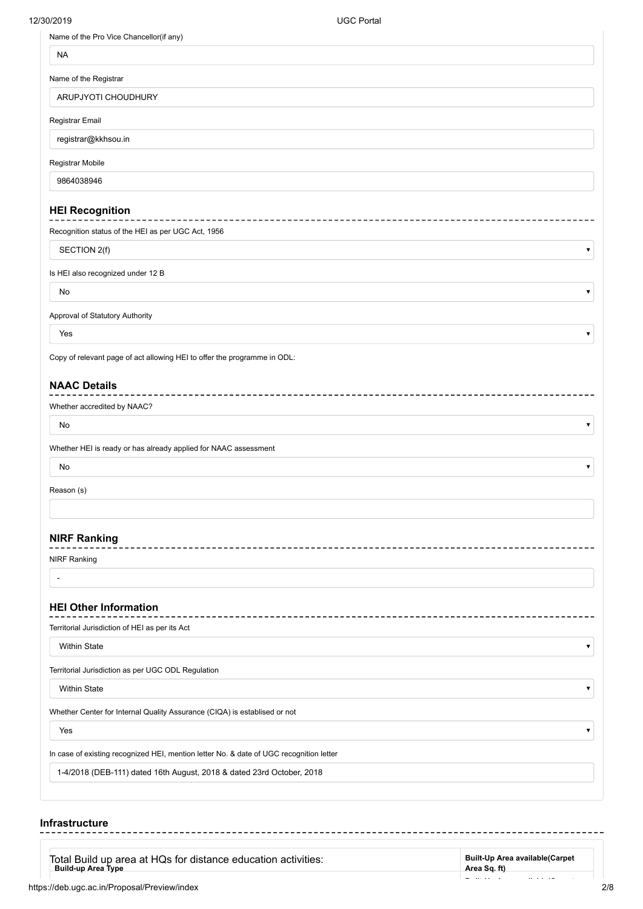Name of the Pro Vice Chancellor(if any)

NA

Name of the Registrar

ARUPJYOTI CHOUDHURY

Registrar Email

registrar@kkhsou.in

Registrar Mobile

9864038946

## HEI Recognition

Recognition status of the HEI as per UGC Act, 1956

SECTION 2(f)

Is HEI also recognized under 12 B

No

Approval of Statutory Authority

Yes

Copy of relevant page of act allowing HEI to offer the programme in ODL:

## NAAC Details

Whether accredited by NAAC?

No

Whether HEI is ready or has already applied for NAAC assessment

No

Reason (s)

## NIRF Ranking

NIRF Ranking

-

## HEI Other Information

Territorial Jurisdiction of HEI as per its Act

Within State

Territorial Jurisdiction as per UGC ODL Regulation

Within State

Whether Center for Internal Quality Assurance (CIQA) is establised or not

Yes

In case of existing recognized HEI, mention letter No. & date of UGC recognition letter

1-4/2018 (DEB-111) dated 16th August, 2018 & dated 23rd October, 2018

## Infrastructure

Total Build up area at HQs for distance education activities:

| Build-up Area Type | Built-Up Area available(Carpet Area Sq. ft) |
| --- | --- |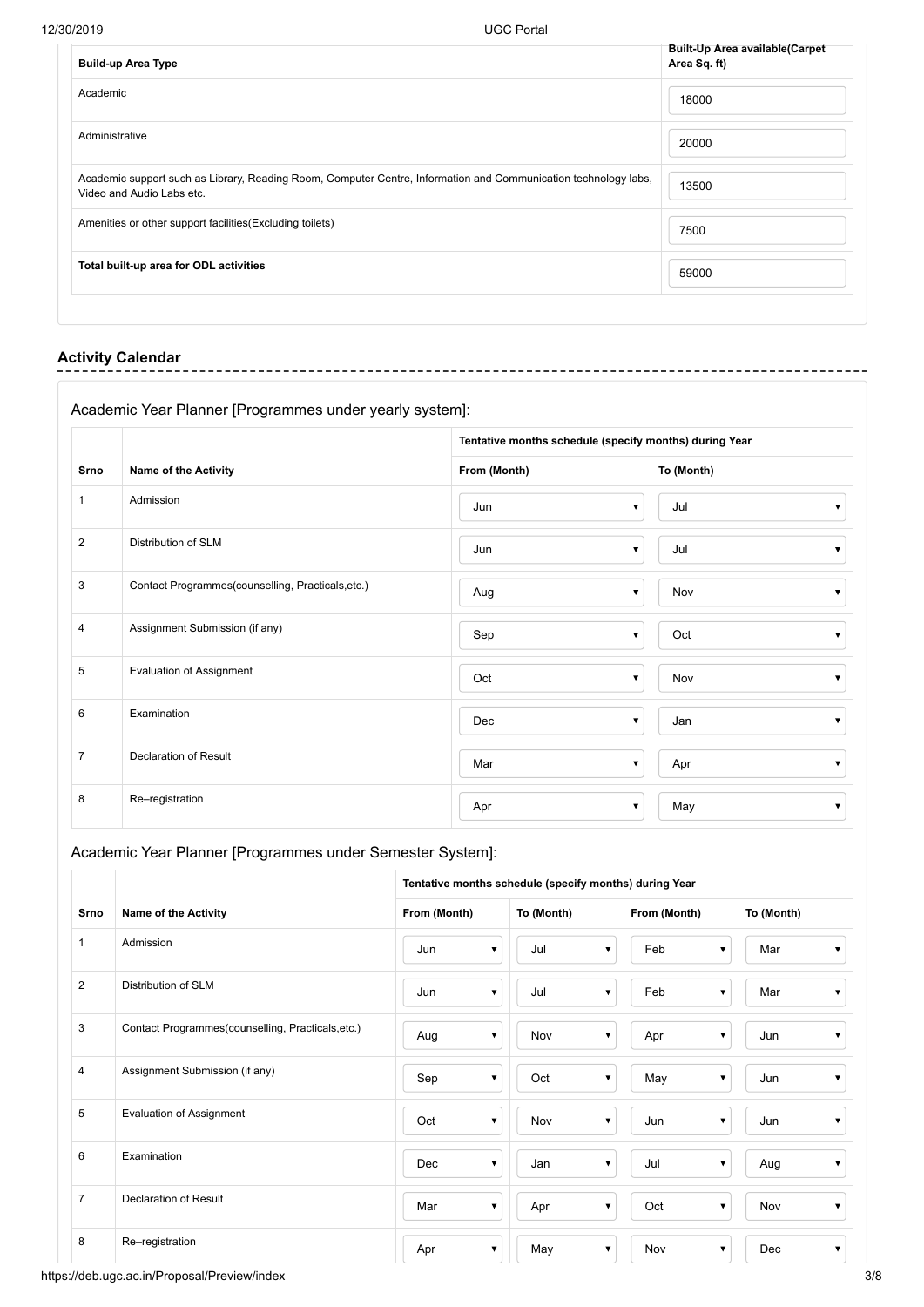| Build-up Area Type | Built-Up Area available(Carpet Area Sq. ft) |
| --- | --- |
| Academic | 18000 |
| Administrative | 20000 |
| Academic support such as Library, Reading Room, Computer Centre, Information and Communication technology labs, Video and Audio Labs etc. | 13500 |
| Amenities or other support facilities(Excluding toilets) | 7500 |
| **Total built-up area for ODL activities** | 59000 |

## Activity Calendar

### Academic Year Planner [Programmes under yearly system]:

| | | Tentative months schedule (specify months) during Year | |
| --- | --- | --- | --- |
| **Srno** | **Name of the Activity** | **From (Month)** | **To (Month)** |
| 1 | Admission | Jun | Jul |
| 2 | Distribution of SLM | Jun | Jul |
| 3 | Contact Programmes(counselling, Practicals,etc.) | Aug | Nov |
| 4 | Assignment Submission (if any) | Sep | Oct |
| 5 | Evaluation of Assignment | Oct | Nov |
| 6 | Examination | Dec | Jan |
| 7 | Declaration of Result | Mar | Apr |
| 8 | Re–registration | Apr | May |

### Academic Year Planner [Programmes under Semester System]:

| | | Tentative months schedule (specify months) during Year | | | |
| --- | --- | --- | --- | --- | --- |
| **Srno** | **Name of the Activity** | **From (Month)** | **To (Month)** | **From (Month)** | **To (Month)** |
| 1 | Admission | Jun | Jul | Feb | Mar |
| 2 | Distribution of SLM | Jun | Jul | Feb | Mar |
| 3 | Contact Programmes(counselling, Practicals,etc.) | Aug | Nov | Apr | Jun |
| 4 | Assignment Submission (if any) | Sep | Oct | May | Jun |
| 5 | Evaluation of Assignment | Oct | Nov | Jun | Jun |
| 6 | Examination | Dec | Jan | Jul | Aug |
| 7 | Declaration of Result | Mar | Apr | Oct | Nov |
| 8 | Re–registration | Apr | May | Nov | Dec |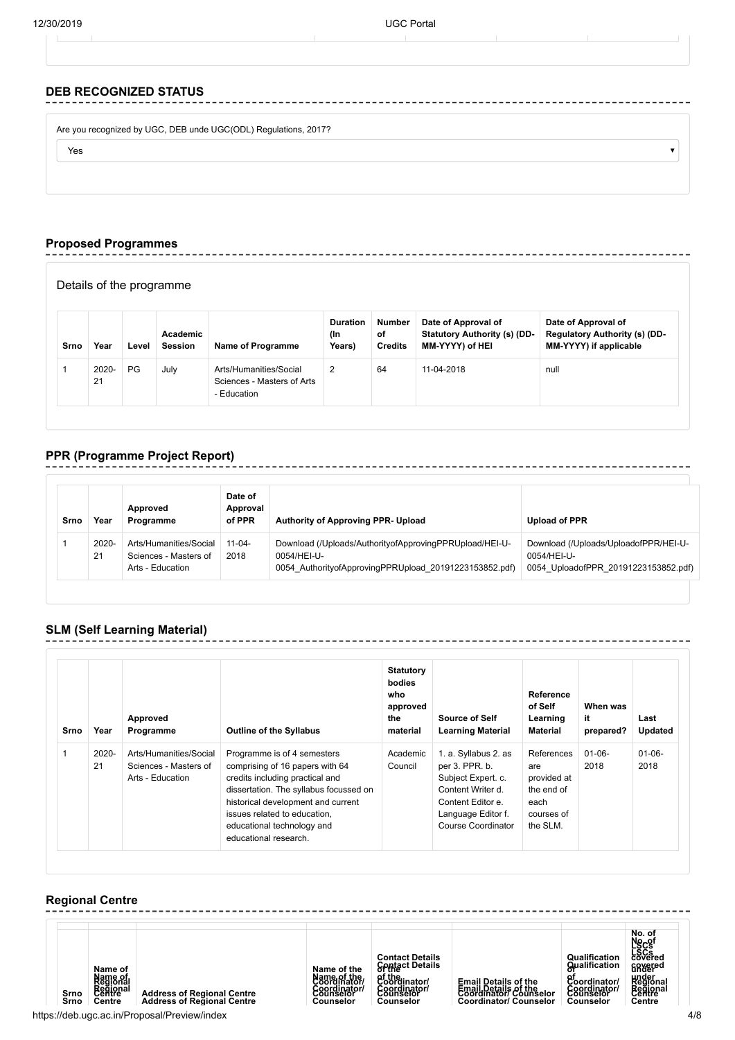## DEB RECOGNIZED STATUS

Are you recognized by UGC, DEB unde UGC(ODL) Regulations, 2017?

Yes

## Proposed Programmes

Details of the programme

| Srno | Year | Level | Academic Session | Name of Programme | Duration (In Years) | Number of Credits | Date of Approval of Statutory Authority (s) (DD-MM-YYYY) of HEI | Date of Approval of Regulatory Authority (s) (DD-MM-YYYY) if applicable |
|---|---|---|---|---|---|---|---|---|
| 1 | 2020-21 | PG | July | Arts/Humanities/Social Sciences - Masters of Arts - Education | 2 | 64 | 11-04-2018 | null |

## PPR (Programme Project Report)

| Srno | Year | Approved Programme | Date of Approval of PPR | Authority of Approving PPR- Upload | Upload of PPR |
|---|---|---|---|---|---|
| 1 | 2020-21 | Arts/Humanities/Social Sciences - Masters of Arts - Education | 11-04-2018 | Download (/Uploads/AuthorityofApprovingPPRUpload/HEI-U-0054/HEI-U-0054_AuthorityofApprovingPPRUpload_20191223153852.pdf) | Download (/Uploads/UploadofPPR/HEI-U-0054/HEI-U-0054_UploadofPPR_20191223153852.pdf) |

## SLM (Self Learning Material)

| Srno | Year | Approved Programme | Outline of the Syllabus | Statutory bodies who approved the material | Source of Self Learning Material | Reference of Self Learning Material | When was it prepared? | Last Updated |
|---|---|---|---|---|---|---|---|---|
| 1 | 2020-21 | Arts/Humanities/Social Sciences - Masters of Arts - Education | Programme is of 4 semesters comprising of 16 papers with 64 credits including practical and dissertation. The syllabus focussed on historical development and current issues related to education, educational technology and educational research. | Academic Council | 1. a. Syllabus 2. as per 3. PPR. b. Subject Expert. c. Content Writer d. Content Editor e. Language Editor f. Course Coordinator | References are provided at the end of each courses of the SLM. | 01-06-2018 | 01-06-2018 |

## Regional Centre

| Srno | Name of Regional Centre | Address of Regional Centre | Name of the Coordinator/ Counselor | Contact Details of the Coordinator/ Counselor | Email Details of the Coordinator/ Counselor | Qualification of Coordinator/ Counselor | No. of LSCs covered under Regional Centre |
|---|---|---|---|---|---|---|---|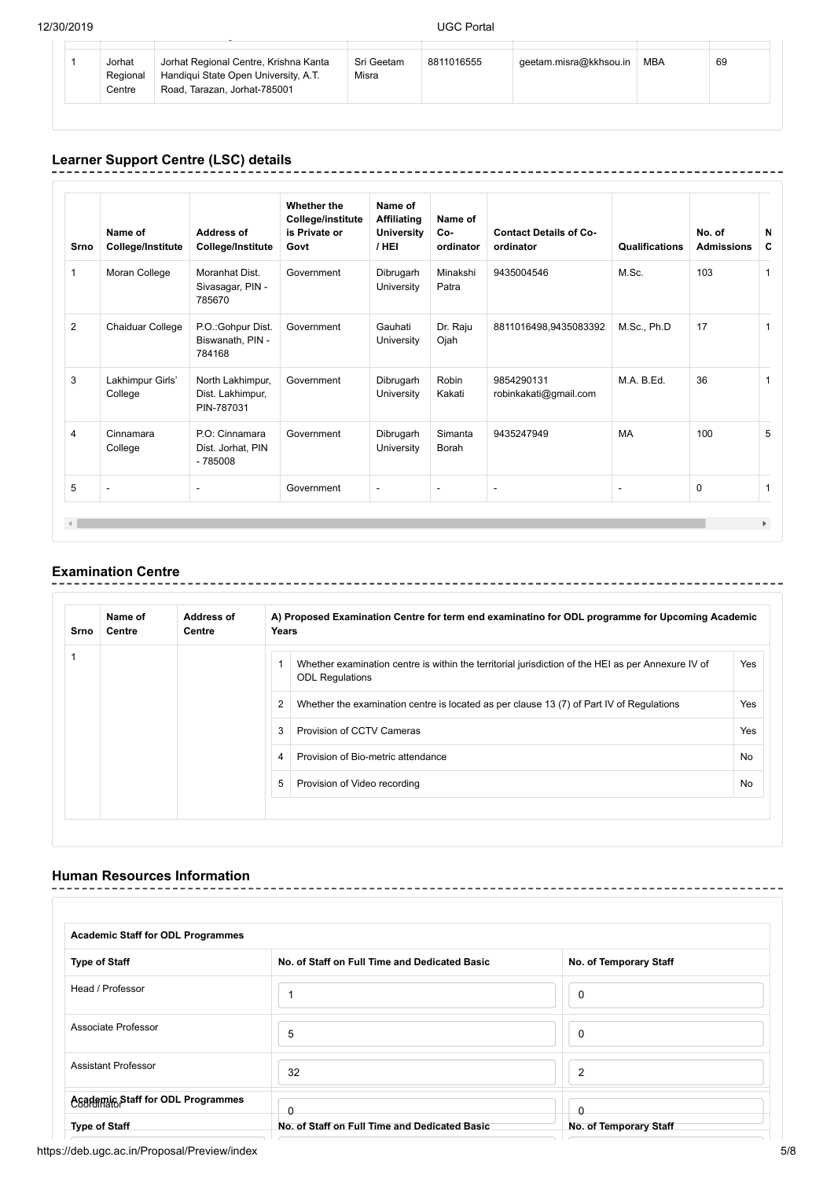| 1 | Jorhat Regional Centre | Jorhat Regional Centre, Krishna Kanta Handiqui State Open University, A.T. Road, Tarazan, Jorhat-785001 | Sri Geetam Misra | 8811016555 | geetam.misra@kkhsou.in | MBA | 69 |
|---|---|---|---|---|---|---|---|

## Learner Support Centre (LSC) details

| Srno | Name of College/Institute | Address of College/Institute | Whether the College/institute is Private or Govt | Name of Affiliating University / HEI | Name of Co-ordinator | Contact Details of Co-ordinator | Qualifications | No. of Admissions | N C |
|---|---|---|---|---|---|---|---|---|---|
| 1 | Moran College | Moranhat Dist. Sivasagar, PIN - 785670 | Government | Dibrugarh University | Minakshi Patra | 9435004546 | M.Sc. | 103 | 1 |
| 2 | Chaiduar College | P.O.:Gohpur Dist. Biswanath, PIN - 784168 | Government | Gauhati University | Dr. Raju Ojah | 8811016498,9435083392 | M.Sc., Ph.D | 17 | 1 |
| 3 | Lakhimpur Girls' College | North Lakhimpur, Dist. Lakhimpur, PIN-787031 | Government | Dibrugarh University | Robin Kakati | 9854290131 robinkakati@gmail.com | M.A. B.Ed. | 36 | 1 |
| 4 | Cinnamara College | P.O: Cinnamara Dist. Jorhat, PIN - 785008 | Government | Dibrugarh University | Simanta Borah | 9435247949 | MA | 100 | 5 |
| 5 | - | - | Government | - | - | - | - | 0 | 1 |

## Examination Centre

| Srno | Name of Centre | Address of Centre | A) Proposed Examination Centre for term end examinatino for ODL programme for Upcoming Academic Years | | |
|---|---|---|---|---|---|
| 1 | | | 1 | Whether examination centre is within the territorial jurisdiction of the HEI as per Annexure IV of ODL Regulations | Yes |
| | | | 2 | Whether the examination centre is located as per clause 13 (7) of Part IV of Regulations | Yes |
| | | | 3 | Provision of CCTV Cameras | Yes |
| | | | 4 | Provision of Bio-metric attendance | No |
| | | | 5 | Provision of Video recording | No |

## Human Resources Information

| Academic Staff for ODL Programmes | | |
|---|---|---|
| **Type of Staff** | **No. of Staff on Full Time and Dedicated Basic** | **No. of Temporary Staff** |
| Head / Professor | 1 | 0 |
| Associate Professor | 5 | 0 |
| Assistant Professor | 32 | 2 |
| Coordinator | 0 | 0 |

| Academic Staff for ODL Programmes | | |
|---|---|---|
| **Type of Staff** | **No. of Staff on Full Time and Dedicated Basic** | **No. of Temporary Staff** |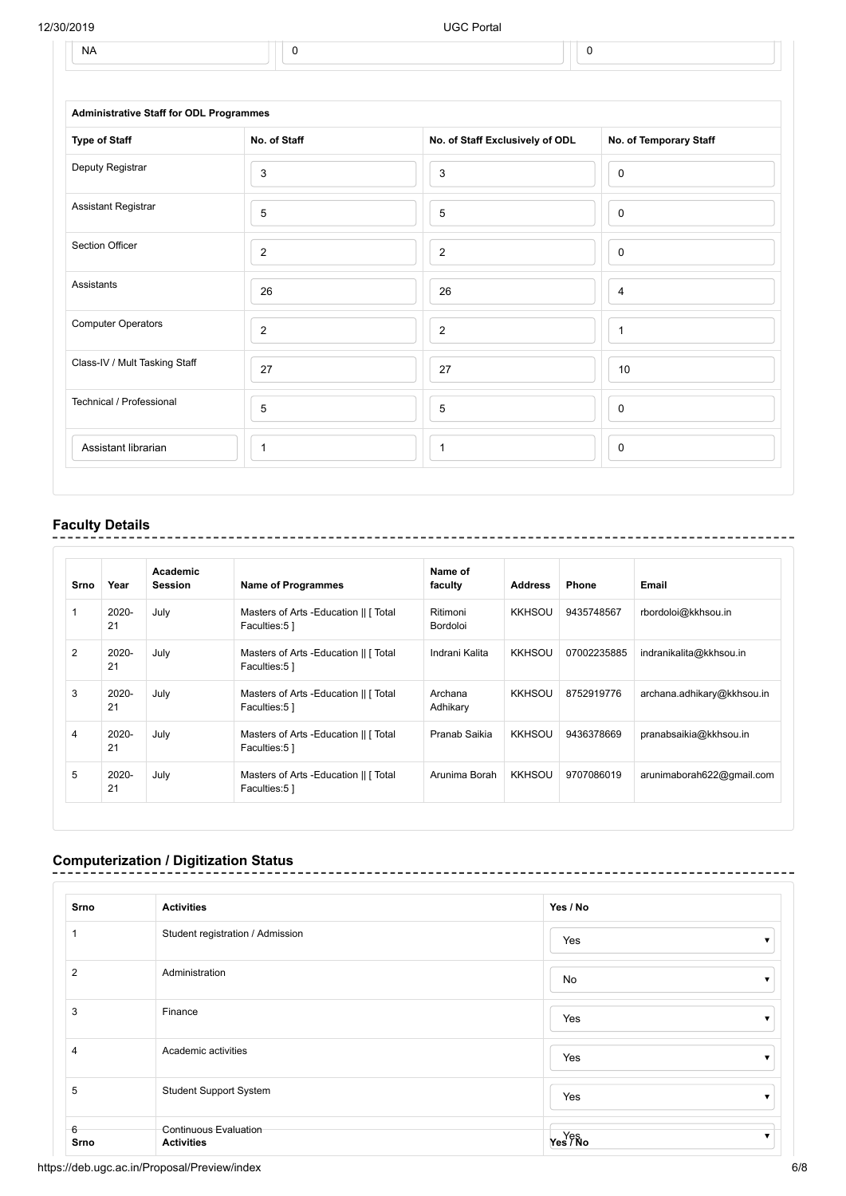| | | |
|---|---|---|
| NA | 0 | 0 |

| Administrative Staff for ODL Programmes | | | |
|---|---|---|---|
| **Type of Staff** | **No. of Staff** | **No. of Staff Exclusively of ODL** | **No. of Temporary Staff** |
| Deputy Registrar | 3 | 3 | 0 |
| Assistant Registrar | 5 | 5 | 0 |
| Section Officer | 2 | 2 | 0 |
| Assistants | 26 | 26 | 4 |
| Computer Operators | 2 | 2 | 1 |
| Class-IV / Mult Tasking Staff | 27 | 27 | 10 |
| Technical / Professional | 5 | 5 | 0 |
| Assistant librarian | 1 | 1 | 0 |

## Faculty Details

| Srno | Year | Academic Session | Name of Programmes | Name of faculty | Address | Phone | Email |
|---|---|---|---|---|---|---|---|
| 1 | 2020-21 | July | Masters of Arts -Education \|\| [ Total Faculties:5 ] | Ritimoni Bordoloi | KKHSOU | 9435748567 | rbordoloi@kkhsou.in |
| 2 | 2020-21 | July | Masters of Arts -Education \|\| [ Total Faculties:5 ] | Indrani Kalita | KKHSOU | 07002235885 | indranikalita@kkhsou.in |
| 3 | 2020-21 | July | Masters of Arts -Education \|\| [ Total Faculties:5 ] | Archana Adhikary | KKHSOU | 8752919776 | archana.adhikary@kkhsou.in |
| 4 | 2020-21 | July | Masters of Arts -Education \|\| [ Total Faculties:5 ] | Pranab Saikia | KKHSOU | 9436378669 | pranabsaikia@kkhsou.in |
| 5 | 2020-21 | July | Masters of Arts -Education \|\| [ Total Faculties:5 ] | Arunima Borah | KKHSOU | 9707086019 | arunimaborah622@gmail.com |

## Computerization / Digitization Status

| Srno | Activities | Yes / No |
|---|---|---|
| 1 | Student registration / Admission | Yes |
| 2 | Administration | No |
| 3 | Finance | Yes |
| 4 | Academic activities | Yes |
| 5 | Student Support System | Yes |
| 6 | Continuous Evaluation | Yes |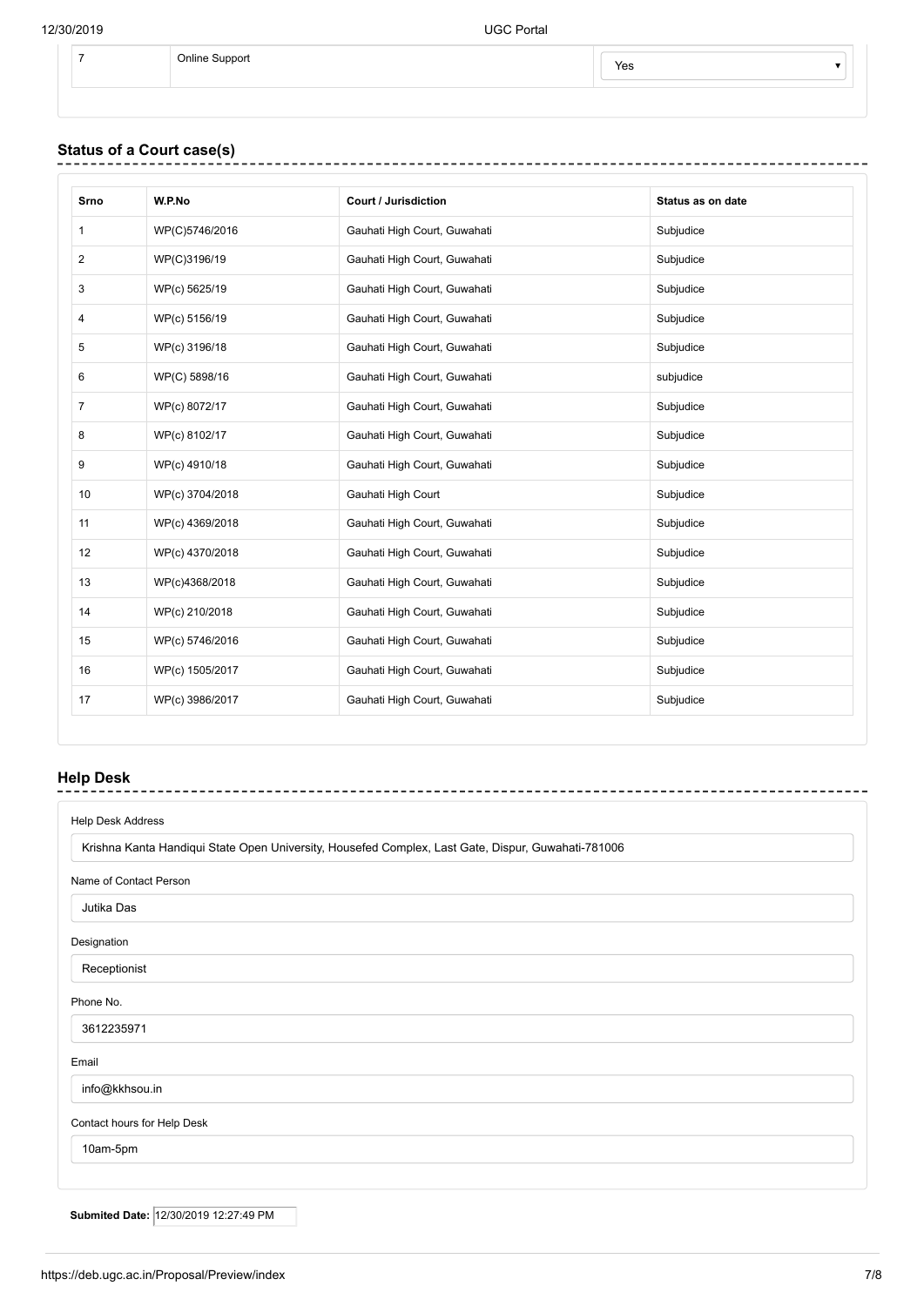| | | |
|---|---|---|
| 7 | Online Support | Yes |

## Status of a Court case(s)

| Srno | W.P.No | Court / Jurisdiction | Status as on date |
|---|---|---|---|
| 1 | WP(C)5746/2016 | Gauhati High Court, Guwahati | Subjudice |
| 2 | WP(C)3196/19 | Gauhati High Court, Guwahati | Subjudice |
| 3 | WP(c) 5625/19 | Gauhati High Court, Guwahati | Subjudice |
| 4 | WP(c) 5156/19 | Gauhati High Court, Guwahati | Subjudice |
| 5 | WP(c) 3196/18 | Gauhati High Court, Guwahati | Subjudice |
| 6 | WP(C) 5898/16 | Gauhati High Court, Guwahati | subjudice |
| 7 | WP(c) 8072/17 | Gauhati High Court, Guwahati | Subjudice |
| 8 | WP(c) 8102/17 | Gauhati High Court, Guwahati | Subjudice |
| 9 | WP(c) 4910/18 | Gauhati High Court, Guwahati | Subjudice |
| 10 | WP(c) 3704/2018 | Gauhati High Court | Subjudice |
| 11 | WP(c) 4369/2018 | Gauhati High Court, Guwahati | Subjudice |
| 12 | WP(c) 4370/2018 | Gauhati High Court, Guwahati | Subjudice |
| 13 | WP(c)4368/2018 | Gauhati High Court, Guwahati | Subjudice |
| 14 | WP(c) 210/2018 | Gauhati High Court, Guwahati | Subjudice |
| 15 | WP(c) 5746/2016 | Gauhati High Court, Guwahati | Subjudice |
| 16 | WP(c) 1505/2017 | Gauhati High Court, Guwahati | Subjudice |
| 17 | WP(c) 3986/2017 | Gauhati High Court, Guwahati | Subjudice |

## Help Desk

Help Desk Address

Krishna Kanta Handiqui State Open University, Housefed Complex, Last Gate, Dispur, Guwahati-781006

Name of Contact Person

Jutika Das

Designation

Receptionist

Phone No.

3612235971

Email

info@kkhsou.in

Contact hours for Help Desk

10am-5pm

**Submited Date:** 12/30/2019 12:27:49 PM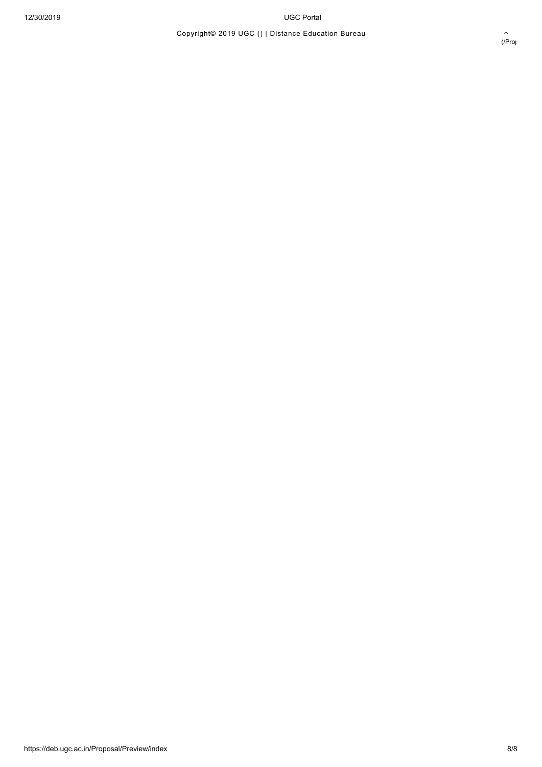Copyright© 2019 UGC () | Distance Education Bureau